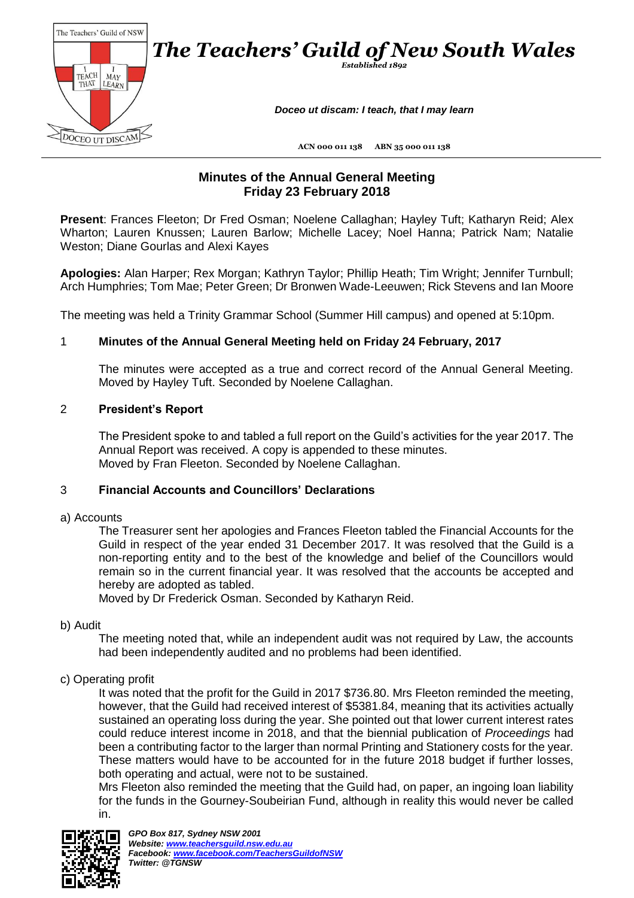# The Teachers' Guild of New South Wales

*Established 1892*

***Doceo ut discam: I teach, that I may learn***

ACN 000 011 138 ABN 35 000 011 138

## Minutes of the Annual General Meeting
## Friday 23 February 2018

**Present**: Frances Fleeton; Dr Fred Osman; Noelene Callaghan; Hayley Tuft; Katharyn Reid; Alex Wharton; Lauren Knussen; Lauren Barlow; Michelle Lacey; Noel Hanna; Patrick Nam; Natalie Weston; Diane Gourlas and Alexi Kayes

**Apologies:** Alan Harper; Rex Morgan; Kathryn Taylor; Phillip Heath; Tim Wright; Jennifer Turnbull; Arch Humphries; Tom Mae; Peter Green; Dr Bronwen Wade-Leeuwen; Rick Stevens and Ian Moore

The meeting was held a Trinity Grammar School (Summer Hill campus) and opened at 5:10pm.

### 1 Minutes of the Annual General Meeting held on Friday 24 February, 2017

The minutes were accepted as a true and correct record of the Annual General Meeting. Moved by Hayley Tuft. Seconded by Noelene Callaghan.

### 2 President's Report

The President spoke to and tabled a full report on the Guild's activities for the year 2017. The Annual Report was received. A copy is appended to these minutes.
Moved by Fran Fleeton. Seconded by Noelene Callaghan.

### 3 Financial Accounts and Councillors' Declarations

a) Accounts

The Treasurer sent her apologies and Frances Fleeton tabled the Financial Accounts for the Guild in respect of the year ended 31 December 2017. It was resolved that the Guild is a non-reporting entity and to the best of the knowledge and belief of the Councillors would remain so in the current financial year. It was resolved that the accounts be accepted and hereby are adopted as tabled.
Moved by Dr Frederick Osman. Seconded by Katharyn Reid.

b) Audit

The meeting noted that, while an independent audit was not required by Law, the accounts had been independently audited and no problems had been identified.

c) Operating profit

It was noted that the profit for the Guild in 2017 $736.80. Mrs Fleeton reminded the meeting, however, that the Guild had received interest of $5381.84, meaning that its activities actually sustained an operating loss during the year. She pointed out that lower current interest rates could reduce interest income in 2018, and that the biennial publication of *Proceedings* had been a contributing factor to the larger than normal Printing and Stationery costs for the year. These matters would have to be accounted for in the future 2018 budget if further losses, both operating and actual, were not to be sustained.
Mrs Fleeton also reminded the meeting that the Guild had, on paper, an ingoing loan liability for the funds in the Gourney-Soubeirian Fund, although in reality this would never be called in.

*GPO Box 817, Sydney NSW 2001*
*Website: www.teachersguild.nsw.edu.au*
*Facebook: www.facebook.com/TeachersGuildofNSW*
*Twitter: @TGNSW*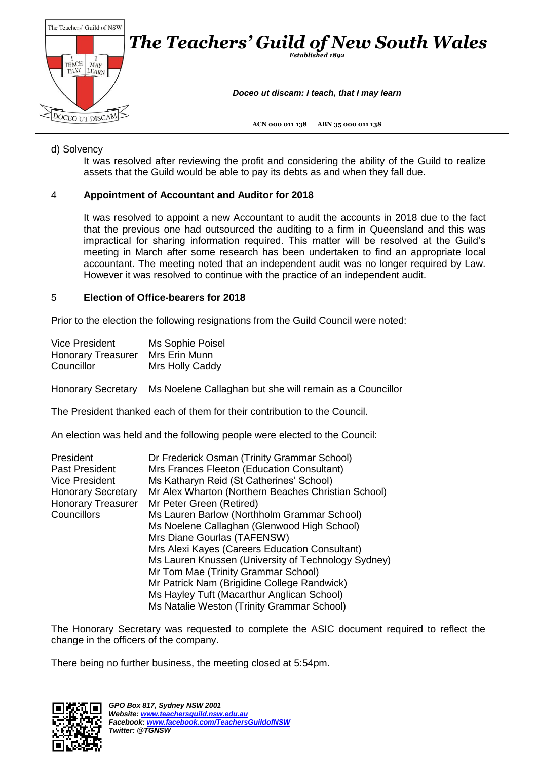d) Solvency

It was resolved after reviewing the profit and considering the ability of the Guild to realize assets that the Guild would be able to pay its debts as and when they fall due.

## 4 Appointment of Accountant and Auditor for 2018

It was resolved to appoint a new Accountant to audit the accounts in 2018 due to the fact that the previous one had outsourced the auditing to a firm in Queensland and this was impractical for sharing information required. This matter will be resolved at the Guild's meeting in March after some research has been undertaken to find an appropriate local accountant. The meeting noted that an independent audit was no longer required by Law. However it was resolved to continue with the practice of an independent audit.

## 5 Election of Office-bearers for 2018

Prior to the election the following resignations from the Guild Council were noted:

| | |
|---|---|
| Vice President | Ms Sophie Poisel |
| Honorary Treasurer | Mrs Erin Munn |
| Councillor | Mrs Holly Caddy |
| Honorary Secretary | Ms Noelene Callaghan but she will remain as a Councillor |

The President thanked each of them for their contribution to the Council.

An election was held and the following people were elected to the Council:

| | |
|---|---|
| President | Dr Frederick Osman (Trinity Grammar School) |
| Past President | Mrs Frances Fleeton (Education Consultant) |
| Vice President | Ms Katharyn Reid (St Catherines' School) |
| Honorary Secretary | Mr Alex Wharton (Northern Beaches Christian School) |
| Honorary Treasurer | Mr Peter Green (Retired) |
| Councillors | Ms Lauren Barlow (Northholm Grammar School) |
| | Ms Noelene Callaghan (Glenwood High School) |
| | Mrs Diane Gourlas (TAFENSW) |
| | Mrs Alexi Kayes (Careers Education Consultant) |
| | Ms Lauren Knussen (University of Technology Sydney) |
| | Mr Tom Mae (Trinity Grammar School) |
| | Mr Patrick Nam (Brigidine College Randwick) |
| | Ms Hayley Tuft (Macarthur Anglican School) |
| | Ms Natalie Weston (Trinity Grammar School) |

The Honorary Secretary was requested to complete the ASIC document required to reflect the change in the officers of the company.

There being no further business, the meeting closed at 5:54pm.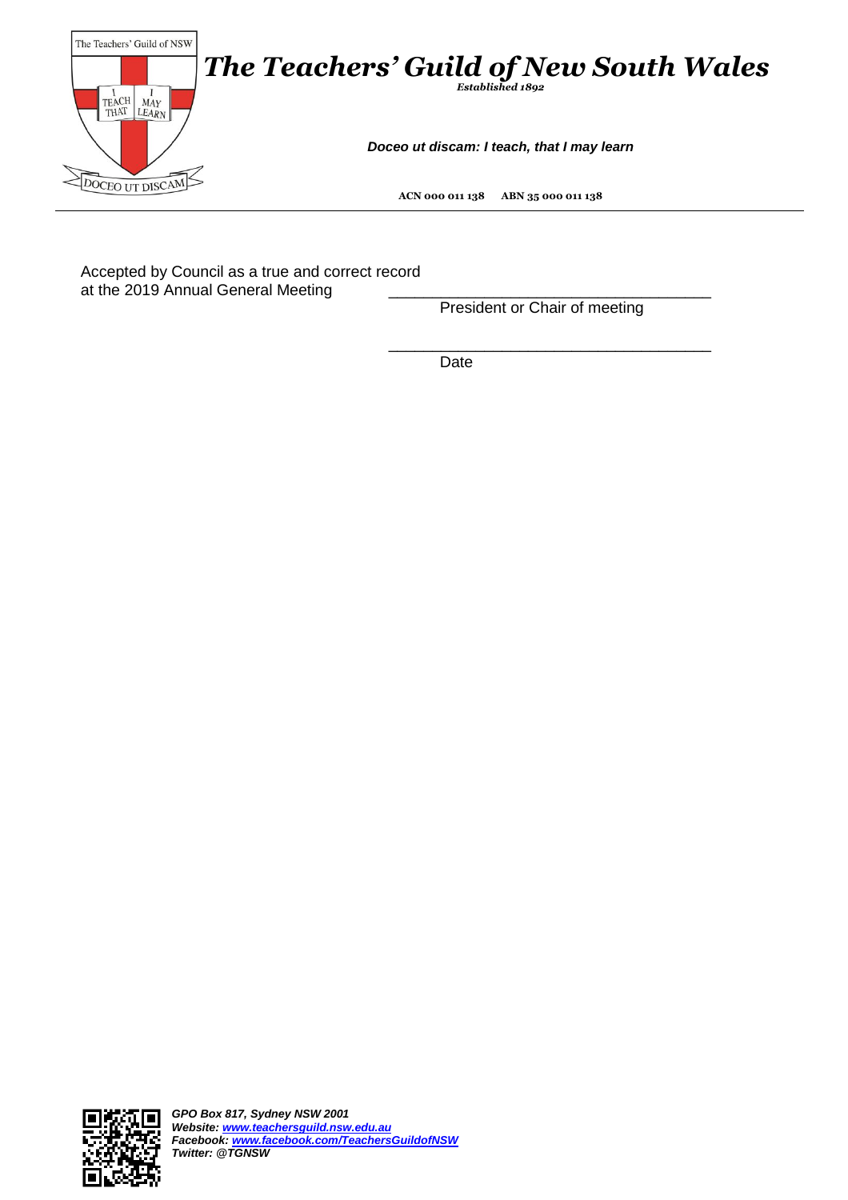# The Teachers' Guild of New South Wales

*Established 1892*

***Doceo ut discam: I teach, that I may learn***

**ACN 000 011 138 ABN 35 000 011 138**

Accepted by Council as a true and correct record
at the 2019 Annual General Meeting

___________________________________
President or Chair of meeting

___________________________________
Date

***GPO Box 817, Sydney NSW 2001***
***Website: www.teachersguild.nsw.edu.au***
***Facebook: www.facebook.com/TeachersGuildofNSW***
***Twitter: @TGNSW***